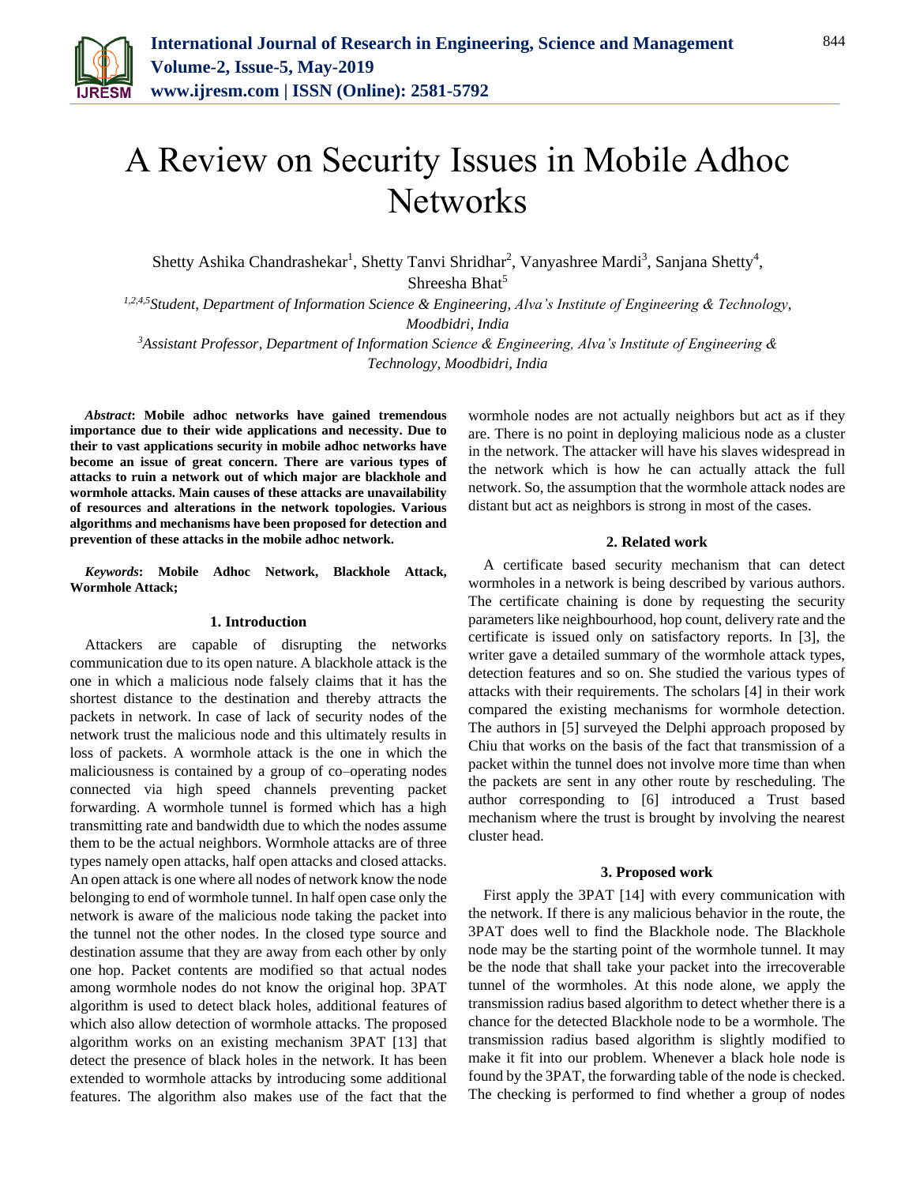// A Review on Security Issues in Mobile Adhoc Networks

Shetty Ashika Chandrashekar[1], Shetty Tanvi Shridhar[2], Vanyashree Mardi[3], Sanjana Shetty[4], Shreesha Bhat[5]

[1,2,4,5]*Student, Department of Information Science & Engineering, Alva's Institute of Engineering & Technology, Moodbidri, India*

[3]*Assistant Professor, Department of Information Science & Engineering, Alva's Institute of Engineering & Technology, Moodbidri, India*

***Abstract*: Mobile adhoc networks have gained tremendous importance due to their wide applications and necessity. Due to their to vast applications security in mobile adhoc networks have become an issue of great concern. There are various types of attacks to ruin a network out of which major are blackhole and wormhole attacks. Main causes of these attacks are unavailability of resources and alterations in the network topologies. Various algorithms and mechanisms have been proposed for detection and prevention of these attacks in the mobile adhoc network.**

***Keywords*: Mobile Adhoc Network, Blackhole Attack, Wormhole Attack;**

## 1. Introduction

Attackers are capable of disrupting the networks communication due to its open nature. A blackhole attack is the one in which a malicious node falsely claims that it has the shortest distance to the destination and thereby attracts the packets in network. In case of lack of security nodes of the network trust the malicious node and this ultimately results in loss of packets. A wormhole attack is the one in which the maliciousness is contained by a group of co–operating nodes connected via high speed channels preventing packet forwarding. A wormhole tunnel is formed which has a high transmitting rate and bandwidth due to which the nodes assume them to be the actual neighbors. Wormhole attacks are of three types namely open attacks, half open attacks and closed attacks. An open attack is one where all nodes of network know the node belonging to end of wormhole tunnel. In half open case only the network is aware of the malicious node taking the packet into the tunnel not the other nodes. In the closed type source and destination assume that they are away from each other by only one hop. Packet contents are modified so that actual nodes among wormhole nodes do not know the original hop. 3PAT algorithm is used to detect black holes, additional features of which also allow detection of wormhole attacks. The proposed algorithm works on an existing mechanism 3PAT [13] that detect the presence of black holes in the network. It has been extended to wormhole attacks by introducing some additional features. The algorithm also makes use of the fact that the wormhole nodes are not actually neighbors but act as if they are. There is no point in deploying malicious node as a cluster in the network. The attacker will have his slaves widespread in the network which is how he can actually attack the full network. So, the assumption that the wormhole attack nodes are distant but act as neighbors is strong in most of the cases.

## 2. Related work

A certificate based security mechanism that can detect wormholes in a network is being described by various authors. The certificate chaining is done by requesting the security parameters like neighbourhood, hop count, delivery rate and the certificate is issued only on satisfactory reports. In [3], the writer gave a detailed summary of the wormhole attack types, detection features and so on. She studied the various types of attacks with their requirements. The scholars [4] in their work compared the existing mechanisms for wormhole detection. The authors in [5] surveyed the Delphi approach proposed by Chiu that works on the basis of the fact that transmission of a packet within the tunnel does not involve more time than when the packets are sent in any other route by rescheduling. The author corresponding to [6] introduced a Trust based mechanism where the trust is brought by involving the nearest cluster head.

## 3. Proposed work

First apply the 3PAT [14] with every communication with the network. If there is any malicious behavior in the route, the 3PAT does well to find the Blackhole node. The Blackhole node may be the starting point of the wormhole tunnel. It may be the node that shall take your packet into the irrecoverable tunnel of the wormholes. At this node alone, we apply the transmission radius based algorithm to detect whether there is a chance for the detected Blackhole node to be a wormhole. The transmission radius based algorithm is slightly modified to make it fit into our problem. Whenever a black hole node is found by the 3PAT, the forwarding table of the node is checked. The checking is performed to find whether a group of nodes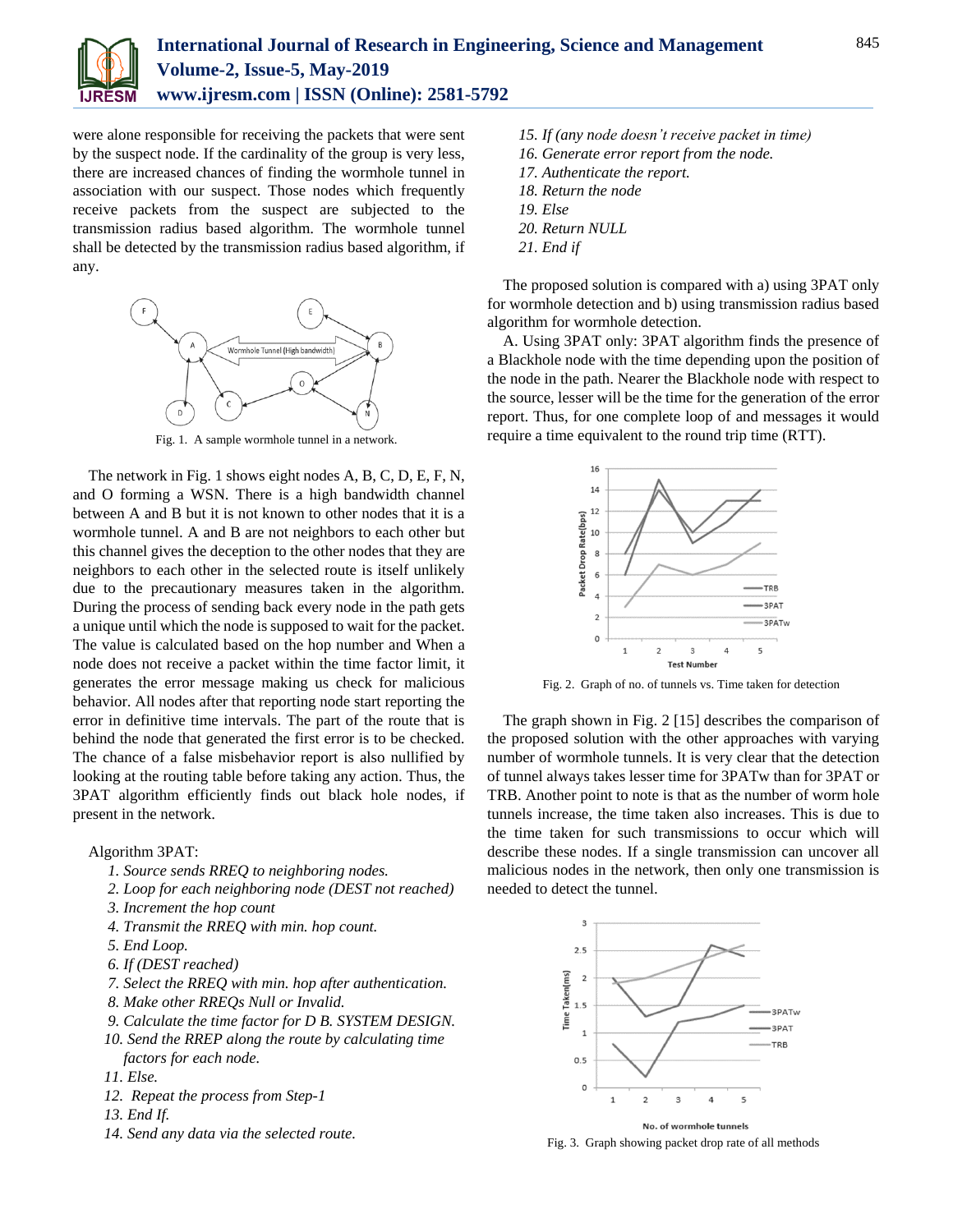were alone responsible for receiving the packets that were sent by the suspect node. If the cardinality of the group is very less, there are increased chances of finding the wormhole tunnel in association with our suspect. Those nodes which frequently receive packets from the suspect are subjected to the transmission radius based algorithm. The wormhole tunnel shall be detected by the transmission radius based algorithm, if any.

Fig. 1. A sample wormhole tunnel in a network.

The network in Fig. 1 shows eight nodes A, B, C, D, E, F, N, and O forming a WSN. There is a high bandwidth channel between A and B but it is not known to other nodes that it is a wormhole tunnel. A and B are not neighbors to each other but this channel gives the deception to the other nodes that they are neighbors to each other in the selected route is itself unlikely due to the precautionary measures taken in the algorithm. During the process of sending back every node in the path gets a unique until which the node is supposed to wait for the packet. The value is calculated based on the hop number and When a node does not receive a packet within the time factor limit, it generates the error message making us check for malicious behavior. All nodes after that reporting node start reporting the error in definitive time intervals. The part of the route that is behind the node that generated the first error is to be checked. The chance of a false misbehavior report is also nullified by looking at the routing table before taking any action. Thus, the 3PAT algorithm efficiently finds out black hole nodes, if present in the network.

Algorithm 3PAT:

1. *Source sends RREQ to neighboring nodes.*
2. *Loop for each neighboring node (DEST not reached)*
3. *Increment the hop count*
4. *Transmit the RREQ with min. hop count.*
5. *End Loop.*
6. *If (DEST reached)*
7. *Select the RREQ with min. hop after authentication.*
8. *Make other RREQs Null or Invalid.*
9. *Calculate the time factor for D B. SYSTEM DESIGN.*
10. *Send the RREP along the route by calculating time factors for each node.*
11. *Else.*
12. *Repeat the process from Step-1*
13. *End If.*
14. *Send any data via the selected route.*
15. *If (any node doesn't receive packet in time)*
16. *Generate error report from the node.*
17. *Authenticate the report.*
18. *Return the node*
19. *Else*
20. *Return NULL*
21. *End if*

The proposed solution is compared with a) using 3PAT only for wormhole detection and b) using transmission radius based algorithm for wormhole detection.

A. Using 3PAT only: 3PAT algorithm finds the presence of a Blackhole node with the time depending upon the position of the node in the path. Nearer the Blackhole node with respect to the source, lesser will be the time for the generation of the error report. Thus, for one complete loop of and messages it would require a time equivalent to the round trip time (RTT).

Fig. 2. Graph of no. of tunnels vs. Time taken for detection

The graph shown in Fig. 2 [15] describes the comparison of the proposed solution with the other approaches with varying number of wormhole tunnels. It is very clear that the detection of tunnel always takes lesser time for 3PATw than for 3PAT or TRB. Another point to note is that as the number of worm hole tunnels increase, the time taken also increases. This is due to the time taken for such transmissions to occur which will describe these nodes. If a single transmission can uncover all malicious nodes in the network, then only one transmission is needed to detect the tunnel.

Fig. 3. Graph showing packet drop rate of all methods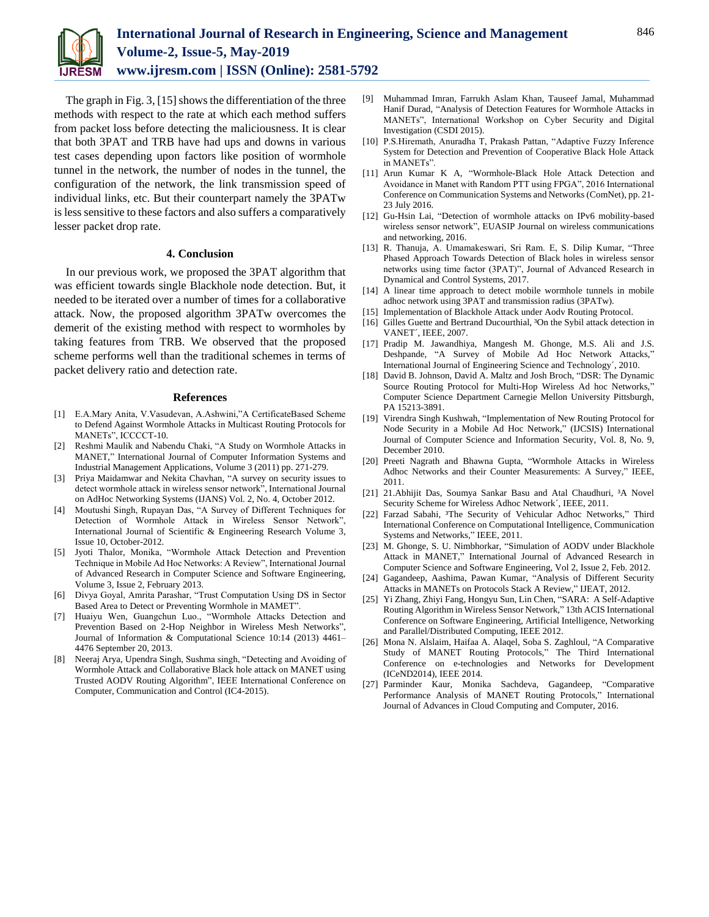The graph in Fig. 3, [15] shows the differentiation of the three methods with respect to the rate at which each method suffers from packet loss before detecting the maliciousness. It is clear that both 3PAT and TRB have had ups and downs in various test cases depending upon factors like position of wormhole tunnel in the network, the number of nodes in the tunnel, the configuration of the network, the link transmission speed of individual links, etc. But their counterpart namely the 3PATw is less sensitive to these factors and also suffers a comparatively lesser packet drop rate.

## 4. Conclusion

In our previous work, we proposed the 3PAT algorithm that was efficient towards single Blackhole node detection. But, it needed to be iterated over a number of times for a collaborative attack. Now, the proposed algorithm 3PATw overcomes the demerit of the existing method with respect to wormholes by taking features from TRB. We observed that the proposed scheme performs well than the traditional schemes in terms of packet delivery ratio and detection rate.

## References

[1] E.A.Mary Anita, V.Vasudevan, A.Ashwini,"A CertificateBased Scheme to Defend Against Wormhole Attacks in Multicast Routing Protocols for MANETs", ICCCCT-10.

[2] Reshmi Maulik and Nabendu Chaki, "A Study on Wormhole Attacks in MANET," International Journal of Computer Information Systems and Industrial Management Applications, Volume 3 (2011) pp. 271-279.

[3] Priya Maidamwar and Nekita Chavhan, "A survey on security issues to detect wormhole attack in wireless sensor network", International Journal on AdHoc Networking Systems (IJANS) Vol. 2, No. 4, October 2012.

[4] Moutushi Singh, Rupayan Das, "A Survey of Different Techniques for Detection of Wormhole Attack in Wireless Sensor Network", International Journal of Scientific & Engineering Research Volume 3, Issue 10, October-2012.

[5] Jyoti Thalor, Monika, "Wormhole Attack Detection and Prevention Technique in Mobile Ad Hoc Networks: A Review", International Journal of Advanced Research in Computer Science and Software Engineering, Volume 3, Issue 2, February 2013.

[6] Divya Goyal, Amrita Parashar, "Trust Computation Using DS in Sector Based Area to Detect or Preventing Wormhole in MAMET".

[7] Huaiyu Wen, Guangchun Luo., "Wormhole Attacks Detection and Prevention Based on 2-Hop Neighbor in Wireless Mesh Networks", Journal of Information & Computational Science 10:14 (2013) 4461–4476 September 20, 2013.

[8] Neeraj Arya, Upendra Singh, Sushma singh, "Detecting and Avoiding of Wormhole Attack and Collaborative Black hole attack on MANET using Trusted AODV Routing Algorithm", IEEE International Conference on Computer, Communication and Control (IC4-2015).

[9] Muhammad Imran, Farrukh Aslam Khan, Tauseef Jamal, Muhammad Hanif Durad, "Analysis of Detection Features for Wormhole Attacks in MANETs", International Workshop on Cyber Security and Digital Investigation (CSDI 2015).

[10] P.S.Hiremath, Anuradha T, Prakash Pattan, "Adaptive Fuzzy Inference System for Detection and Prevention of Cooperative Black Hole Attack in MANETs".

[11] Arun Kumar K A, "Wormhole-Black Hole Attack Detection and Avoidance in Manet with Random PTT using FPGA", 2016 International Conference on Communication Systems and Networks (ComNet), pp. 21-23 July 2016.

[12] Gu-Hsin Lai, "Detection of wormhole attacks on IPv6 mobility-based wireless sensor network", EUASIP Journal on wireless communications and networking, 2016.

[13] R. Thanuja, A. Umamakeswari, Sri Ram. E, S. Dilip Kumar, "Three Phased Approach Towards Detection of Black holes in wireless sensor networks using time factor (3PAT)", Journal of Advanced Research in Dynamical and Control Systems, 2017.

[14] A linear time approach to detect mobile wormhole tunnels in mobile adhoc network using 3PAT and transmission radius (3PATw).

[15] Implementation of Blackhole Attack under Aodv Routing Protocol.

[16] Gilles Guette and Bertrand Ducourthial, ³On the Sybil attack detection in VANET´, IEEE, 2007.

[17] Pradip M. Jawandhiya, Mangesh M. Ghonge, M.S. Ali and J.S. Deshpande, "A Survey of Mobile Ad Hoc Network Attacks," International Journal of Engineering Science and Technology´, 2010.

[18] David B. Johnson, David A. Maltz and Josh Broch, "DSR: The Dynamic Source Routing Protocol for Multi-Hop Wireless Ad hoc Networks," Computer Science Department Carnegie Mellon University Pittsburgh, PA 15213-3891.

[19] Virendra Singh Kushwah, "Implementation of New Routing Protocol for Node Security in a Mobile Ad Hoc Network," (IJCSIS) International Journal of Computer Science and Information Security, Vol. 8, No. 9, December 2010.

[20] Preeti Nagrath and Bhawna Gupta, "Wormhole Attacks in Wireless Adhoc Networks and their Counter Measurements: A Survey," IEEE, 2011.

[21] 21.Abhijit Das, Soumya Sankar Basu and Atal Chaudhuri, ³A Novel Security Scheme for Wireless Adhoc Network´, IEEE, 2011.

[22] Farzad Sabahi, ³The Security of Vehicular Adhoc Networks," Third International Conference on Computational Intelligence, Communication Systems and Networks," IEEE, 2011.

[23] M. Ghonge, S. U. Nimbhorkar, "Simulation of AODV under Blackhole Attack in MANET," International Journal of Advanced Research in Computer Science and Software Engineering, Vol 2, Issue 2, Feb. 2012.

[24] Gagandeep, Aashima, Pawan Kumar, "Analysis of Different Security Attacks in MANETs on Protocols Stack A Review," IJEAT, 2012.

[25] Yi Zhang, Zhiyi Fang, Hongyu Sun, Lin Chen, "SARA: A Self-Adaptive Routing Algorithm in Wireless Sensor Network," 13th ACIS International Conference on Software Engineering, Artificial Intelligence, Networking and Parallel/Distributed Computing, IEEE 2012.

[26] Mona N. Alslaim, Haifaa A. Alaqel, Soba S. Zaghloul, "A Comparative Study of MANET Routing Protocols," The Third International Conference on e-technologies and Networks for Development (ICeND2014), IEEE 2014.

[27] Parminder Kaur, Monika Sachdeva, Gagandeep, "Comparative Performance Analysis of MANET Routing Protocols," International Journal of Advances in Cloud Computing and Computer, 2016.